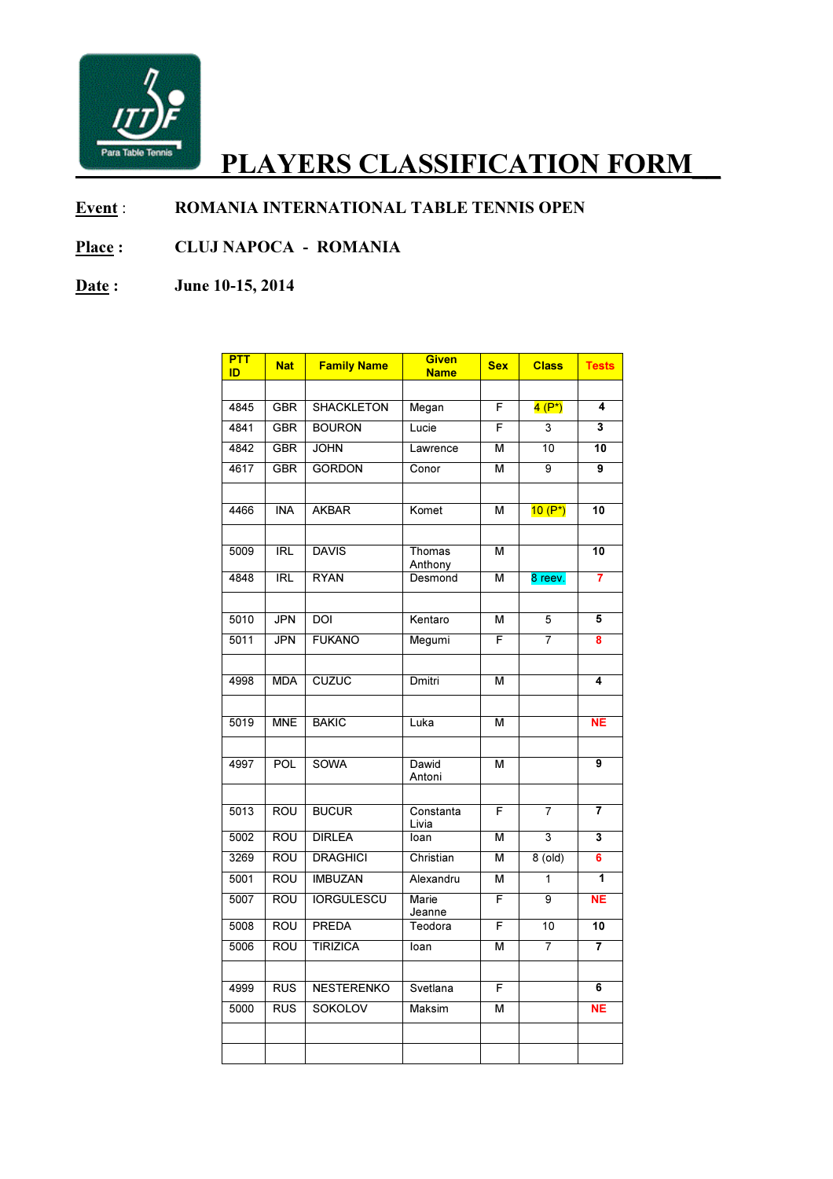# PLAYERS CLASSIFICATION FORM

**Event** : ROMANIA INTERNATIONAL TABLE TENNIS OPEN

**Place :** CLUJ NAPOCA - ROMANIA

**Date :** June 10-15, 2014

| PTT ID | Nat | Family Name | Given Name | Sex | Class | Tests |
|---|---|---|---|---|---|---|
| | | | | | | |
| 4845 | GBR | SHACKLETON | Megan | F | 4 (P*) | 4 |
| 4841 | GBR | BOURON | Lucie | F | 3 | 3 |
| 4842 | GBR | JOHN | Lawrence | M | 10 | 10 |
| 4617 | GBR | GORDON | Conor | M | 9 | 9 |
| | | | | | | |
| 4466 | INA | AKBAR | Komet | M | 10 (P*) | 10 |
| | | | | | | |
| 5009 | IRL | DAVIS | Thomas Anthony | M | | 10 |
| 4848 | IRL | RYAN | Desmond | M | 8 reev. | 7 |
| | | | | | | |
| 5010 | JPN | DOI | Kentaro | M | 5 | 5 |
| 5011 | JPN | FUKANO | Megumi | F | 7 | 8 |
| | | | | | | |
| 4998 | MDA | CUZUC | Dmitri | M | | 4 |
| | | | | | | |
| 5019 | MNE | BAKIC | Luka | M | | NE |
| | | | | | | |
| 4997 | POL | SOWA | Dawid Antoni | M | | 9 |
| | | | | | | |
| 5013 | ROU | BUCUR | Constanta Livia | F | 7 | 7 |
| 5002 | ROU | DIRLEA | Ioan | M | 3 | 3 |
| 3269 | ROU | DRAGHICI | Christian | M | 8 (old) | 6 |
| 5001 | ROU | IMBUZAN | Alexandru | M | 1 | 1 |
| 5007 | ROU | IORGULESCU | Marie Jeanne | F | 9 | NE |
| 5008 | ROU | PREDA | Teodora | F | 10 | 10 |
| 5006 | ROU | TIRIZICA | Ioan | M | 7 | 7 |
| | | | | | | |
| 4999 | RUS | NESTERENKO | Svetlana | F | | 6 |
| 5000 | RUS | SOKOLOV | Maksim | M | | NE |
| | | | | | | |
| | | | | | | |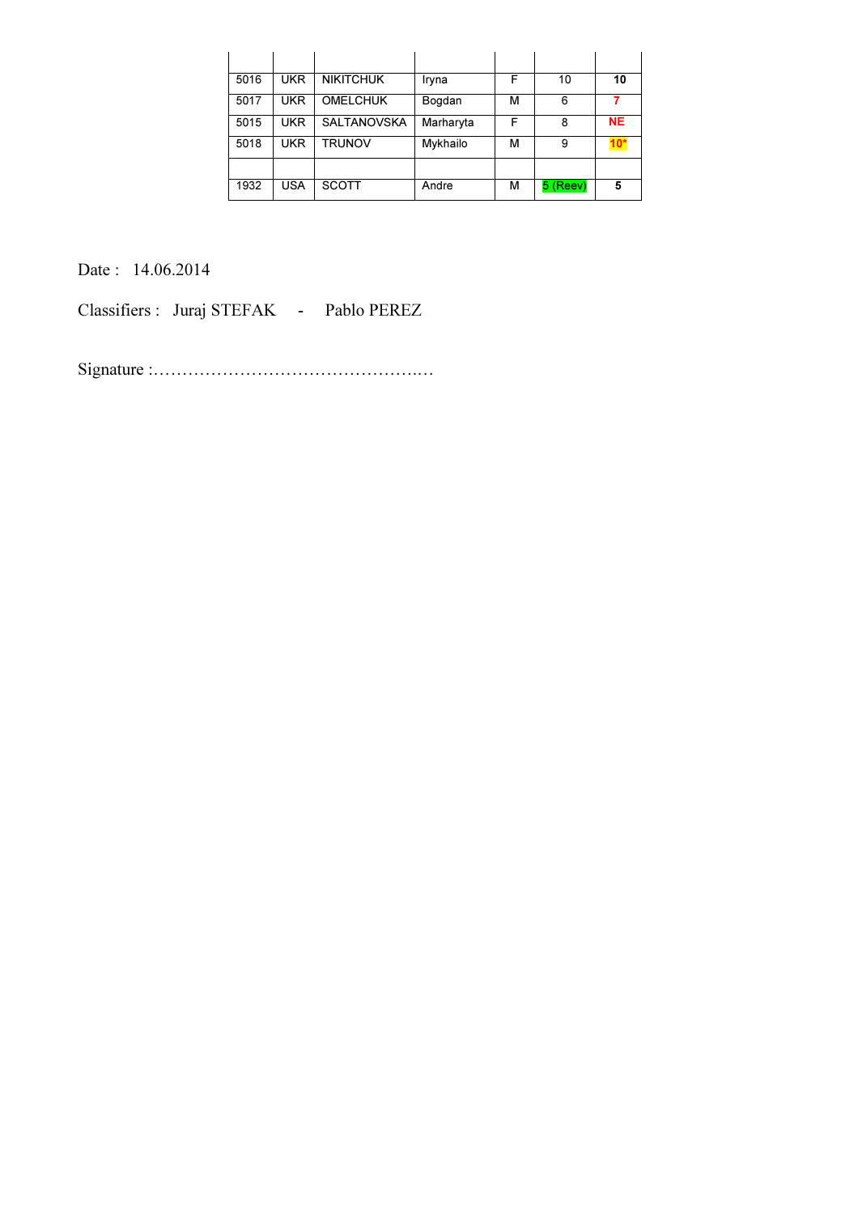| | | | | | | |
|---|---|---|---|---|---|---|
| 5016 | UKR | NIKITCHUK | Iryna | F | 10 | **10** |
| 5017 | UKR | OMELCHUK | Bogdan | M | 6 | **7** |
| 5015 | UKR | SALTANOVSKA | Marharyta | F | 8 | **NE** |
| 5018 | UKR | TRUNOV | Mykhailo | M | 9 | **10*** |
| | | | | | | |
| 1932 | USA | SCOTT | Andre | M | 5 (Reev) | **5** |

Date : 14.06.2014

Classifiers : Juraj STEFAK - Pablo PEREZ

Signature :…………………………………….…